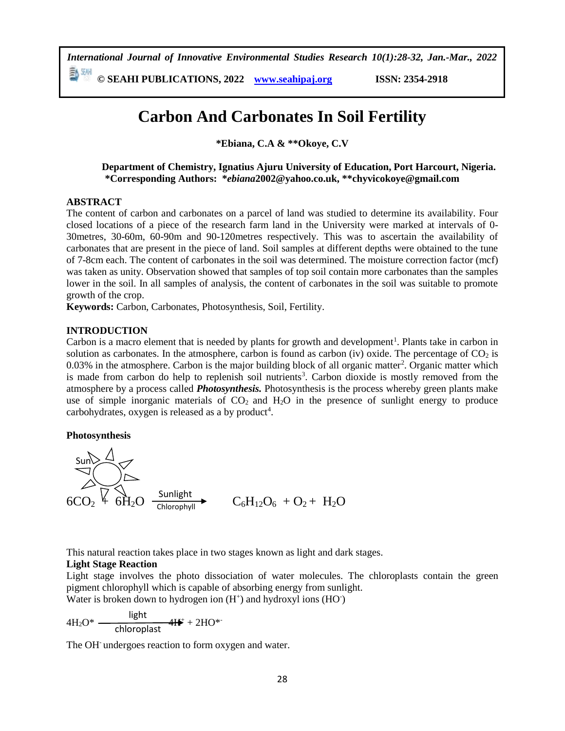*International Journal of Innovative Environmental Studies Research 10(1):28-32, Jan.-Mar., 2022*

**© SEAHI PUBLICATIONS, 2022 www.seahipaj.org ISSN: 2354-2918**

# Carbon And Carbonates In Soil Fertility

**\*Ebiana, C.A & \*\*Okoye, C.V**

**Department of Chemistry, Ignatius Ajuru University of Education, Port Harcourt, Nigeria.**
**\*Corresponding Authors: \****ebiana***2002@yahoo.co.uk, \*\*chyvicokoye@gmail.com**

## ABSTRACT

The content of carbon and carbonates on a parcel of land was studied to determine its availability. Four closed locations of a piece of the research farm land in the University were marked at intervals of 0-30metres, 30-60m, 60-90m and 90-120metres respectively. This was to ascertain the availability of carbonates that are present in the piece of land. Soil samples at different depths were obtained to the tune of 7-8cm each. The content of carbonates in the soil was determined. The moisture correction factor (mcf) was taken as unity. Observation showed that samples of top soil contain more carbonates than the samples lower in the soil. In all samples of analysis, the content of carbonates in the soil was suitable to promote growth of the crop.

**Keywords:** Carbon, Carbonates, Photosynthesis, Soil, Fertility.

## INTRODUCTION

Carbon is a macro element that is needed by plants for growth and development[1]. Plants take in carbon in solution as carbonates. In the atmosphere, carbon is found as carbon (iv) oxide. The percentage of $CO_2$ is 0.03% in the atmosphere. Carbon is the major building block of all organic matter[2]. Organic matter which is made from carbon do help to replenish soil nutrients[3]. Carbon dioxide is mostly removed from the atmosphere by a process called ***Photosynthesis.*** Photosynthesis is the process whereby green plants make use of simple inorganic materials of $CO_2$ and $H_2O$ in the presence of sunlight energy to produce carbohydrates, oxygen is released as a by product[4].

### Photosynthesis

Sun

$$6CO_2 + 6H_2O \xrightarrow[\text{Chlorophyll}]{\text{Sunlight}} C_6H_{12}O_6 + O_2 + H_2O$$

This natural reaction takes place in two stages known as light and dark stages.

### Light Stage Reaction

Light stage involves the photo dissociation of water molecules. The chloroplasts contain the green pigment chlorophyll which is capable of absorbing energy from sunlight.

Water is broken down to hydrogen ion ($H^+$) and hydroxyl ions ($HO^-$)

$$4H_2O^* \xrightarrow[\text{chloroplast}]{\text{light}} 4H^+ + 2HO^{*-}$$

The $OH^-$ undergoes reaction to form oxygen and water.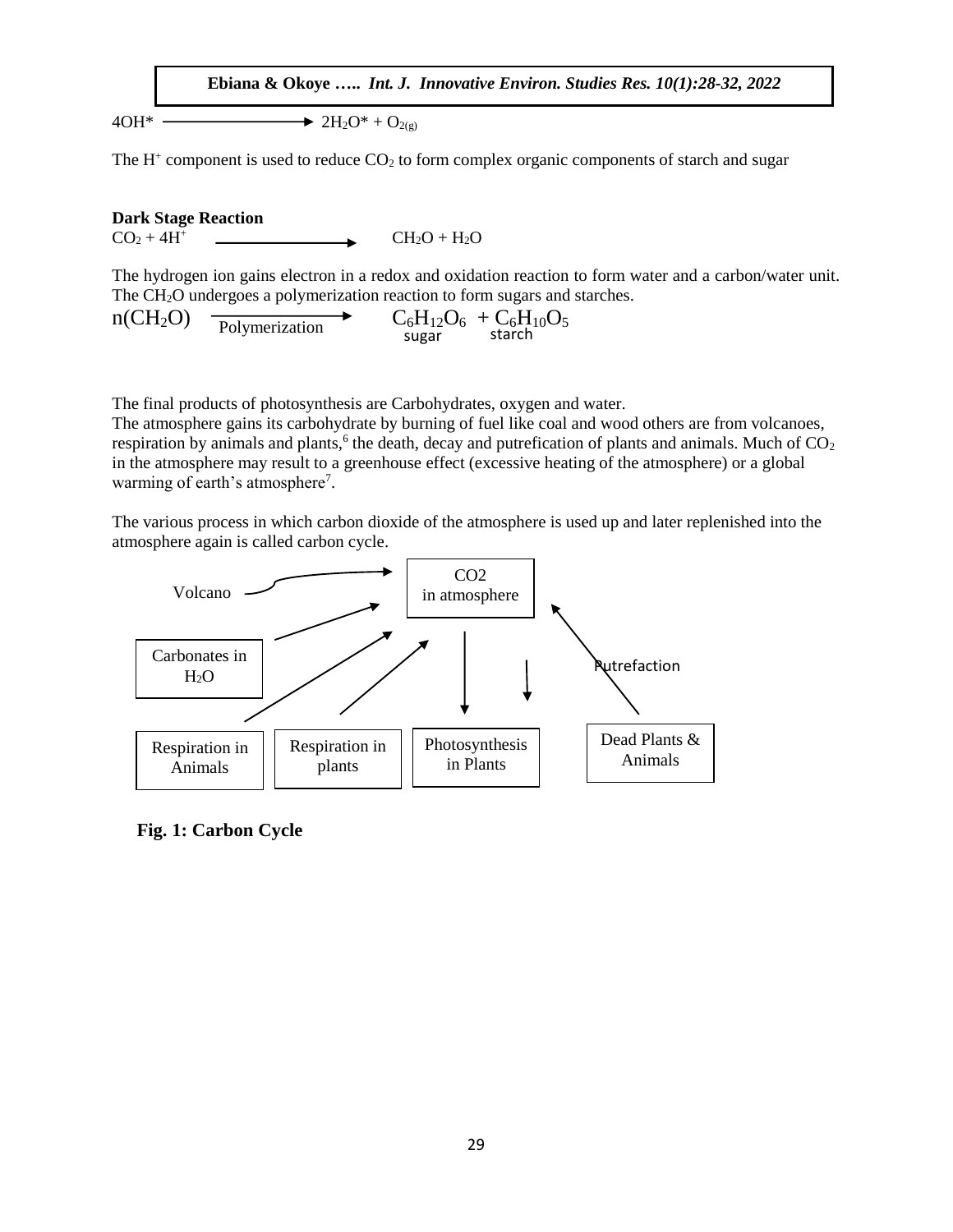$$4OH^* \longrightarrow 2H_2O^* + O_{2(g)}$$

The $H^+$ component is used to reduce $CO_2$ to form complex organic components of starch and sugar

**Dark Stage Reaction**

$$CO_2 + 4H^+ \longrightarrow CH_2O + H_2O$$

The hydrogen ion gains electron in a redox and oxidation reaction to form water and a carbon/water unit. The $CH_2O$ undergoes a polymerization reaction to form sugars and starches.

$$n(CH_2O) \xrightarrow{\text{Polymerization}} \underset{\text{sugar}}{C_6H_{12}O_6} + \underset{\text{starch}}{C_6H_{10}O_5}$$

The final products of photosynthesis are Carbohydrates, oxygen and water.

The atmosphere gains its carbohydrate by burning of fuel like coal and wood others are from volcanoes, respiration by animals and plants,[6] the death, decay and putrefication of plants and animals. Much of $CO_2$ in the atmosphere may result to a greenhouse effect (excessive heating of the atmosphere) or a global warming of earth's atmosphere[7].

The various process in which carbon dioxide of the atmosphere is used up and later replenished into the atmosphere again is called carbon cycle.

Volcano

CO2 in atmosphere

Carbonates in $H_2O$

Putrefaction

Respiration in Animals

Respiration in plants

Photosynthesis in Plants

Dead Plants & Animals

**Fig. 1: Carbon Cycle**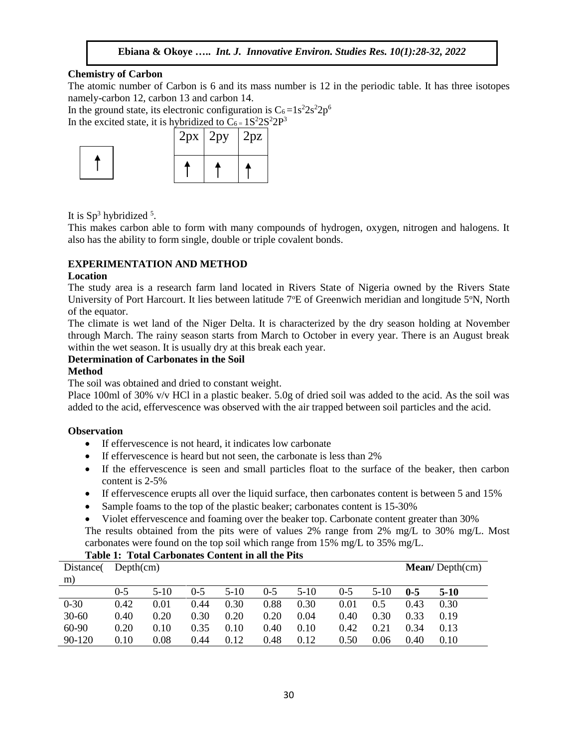**Chemistry of Carbon**

The atomic number of Carbon is 6 and its mass number is 12 in the periodic table. It has three isotopes namely-carbon 12, carbon 13 and carbon 14.

In the ground state, its electronic configuration is $C_6 = 1s^2 2s^2 2p^6$

In the excited state, it is hybridized to $C_6 = 1S^2 2S^2 2P^3$

| | 2px | 2py | 2pz |
|---|---|---|---|
| ↑ | ↑ | ↑ | ↑ |

It is $Sp^3$ hybridized [5].

This makes carbon able to form with many compounds of hydrogen, oxygen, nitrogen and halogens. It also has the ability to form single, double or triple covalent bonds.

## EXPERIMENTATION AND METHOD

**Location**

The study area is a research farm land located in Rivers State of Nigeria owned by the Rivers State University of Port Harcourt. It lies between latitude 7°E of Greenwich meridian and longitude 5°N, North of the equator.

The climate is wet land of the Niger Delta. It is characterized by the dry season holding at November through March. The rainy season starts from March to October in every year. There is an August break within the wet season. It is usually dry at this break each year.

**Determination of Carbonates in the Soil**

**Method**

The soil was obtained and dried to constant weight.

Place 100ml of 30% v/v HCl in a plastic beaker. 5.0g of dried soil was added to the acid. As the soil was added to the acid, effervescence was observed with the air trapped between soil particles and the acid.

**Observation**

- If effervescence is not heard, it indicates low carbonate
- If effervescence is heard but not seen, the carbonate is less than 2%
- If the effervescence is seen and small particles float to the surface of the beaker, then carbon content is 2-5%
- If effervescence erupts all over the liquid surface, then carbonates content is between 5 and 15%
- Sample foams to the top of the plastic beaker; carbonates content is 15-30%
- Violet effervescence and foaming over the beaker top. Carbonate content greater than 30%

The results obtained from the pits were of values 2% range from 2% mg/L to 30% mg/L. Most carbonates were found on the top soil which range from 15% mg/L to 35% mg/L.

**Table 1: Total Carbonates Content in all the Pits**

| Distance(m) | Depth(cm) | | | | | | | | **Mean/** Depth(cm) | |
|---|---|---|---|---|---|---|---|---|---|---|
| | 0-5 | 5-10 | 0-5 | 5-10 | 0-5 | 5-10 | 0-5 | 5-10 | **0-5** | **5-10** |
| 0-30 | 0.42 | 0.01 | 0.44 | 0.30 | 0.88 | 0.30 | 0.01 | 0.5 | 0.43 | 0.30 |
| 30-60 | 0.40 | 0.20 | 0.30 | 0.20 | 0.20 | 0.04 | 0.40 | 0.30 | 0.33 | 0.19 |
| 60-90 | 0.20 | 0.10 | 0.35 | 0.10 | 0.40 | 0.10 | 0.42 | 0.21 | 0.34 | 0.13 |
| 90-120 | 0.10 | 0.08 | 0.44 | 0.12 | 0.48 | 0.12 | 0.50 | 0.06 | 0.40 | 0.10 |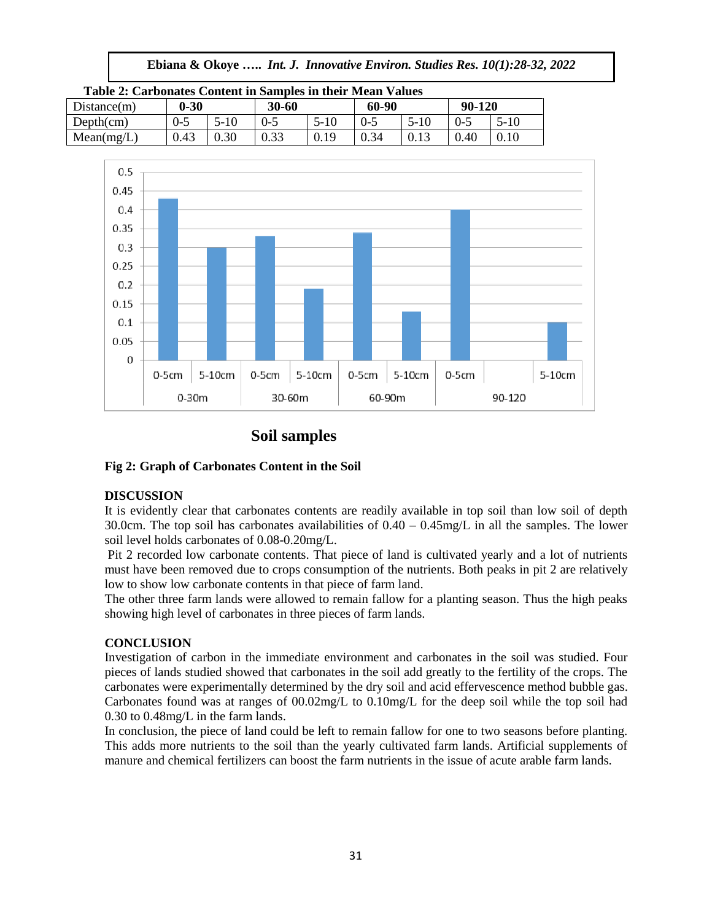**Table 2: Carbonates Content in Samples in their Mean Values**

| Distance(m) | 0-30 | | 30-60 | | 60-90 | | 90-120 | |
|---|---|---|---|---|---|---|---|---|
| Depth(cm) | 0-5 | 5-10 | 0-5 | 5-10 | 0-5 | 5-10 | 0-5 | 5-10 |
| Mean(mg/L) | 0.43 | 0.30 | 0.33 | 0.19 | 0.34 | 0.13 | 0.40 | 0.10 |

**Soil samples**

**Fig 2: Graph of Carbonates Content in the Soil**

**DISCUSSION**

It is evidently clear that carbonates contents are readily available in top soil than low soil of depth 30.0cm. The top soil has carbonates availabilities of 0.40 – 0.45mg/L in all the samples. The lower soil level holds carbonates of 0.08-0.20mg/L.

Pit 2 recorded low carbonate contents. That piece of land is cultivated yearly and a lot of nutrients must have been removed due to crops consumption of the nutrients. Both peaks in pit 2 are relatively low to show low carbonate contents in that piece of farm land.

The other three farm lands were allowed to remain fallow for a planting season. Thus the high peaks showing high level of carbonates in three pieces of farm lands.

**CONCLUSION**

Investigation of carbon in the immediate environment and carbonates in the soil was studied. Four pieces of lands studied showed that carbonates in the soil add greatly to the fertility of the crops. The carbonates were experimentally determined by the dry soil and acid effervescence method bubble gas. Carbonates found was at ranges of 00.02mg/L to 0.10mg/L for the deep soil while the top soil had 0.30 to 0.48mg/L in the farm lands.

In conclusion, the piece of land could be left to remain fallow for one to two seasons before planting. This adds more nutrients to the soil than the yearly cultivated farm lands. Artificial supplements of manure and chemical fertilizers can boost the farm nutrients in the issue of acute arable farm lands.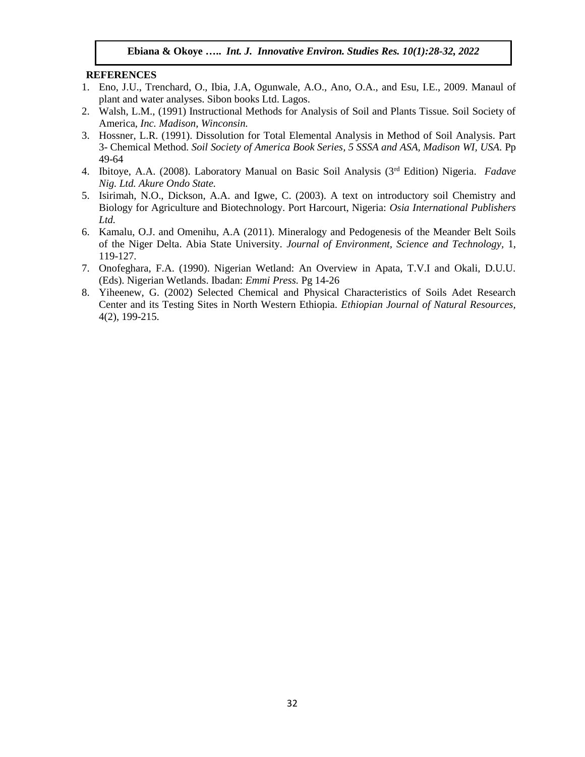## REFERENCES

1. Eno, J.U., Trenchard, O., Ibia, J.A, Ogunwale, A.O., Ano, O.A., and Esu, I.E., 2009. Manaul of plant and water analyses. Sibon books Ltd. Lagos.
2. Walsh, L.M., (1991) Instructional Methods for Analysis of Soil and Plants Tissue. Soil Society of America, *Inc. Madison, Winconsin.*
3. Hossner, L.R. (1991). Dissolution for Total Elemental Analysis in Method of Soil Analysis. Part 3- Chemical Method. *Soil Society of America Book Series, 5 SSSA and ASA, Madison WI, USA.* Pp 49-64
4. Ibitoye, A.A. (2008). Laboratory Manual on Basic Soil Analysis (3rd Edition) Nigeria. *Fadave Nig. Ltd. Akure Ondo State.*
5. Isirimah, N.O., Dickson, A.A. and Igwe, C. (2003). A text on introductory soil Chemistry and Biology for Agriculture and Biotechnology. Port Harcourt, Nigeria: *Osia International Publishers Ltd.*
6. Kamalu, O.J. and Omenihu, A.A (2011). Mineralogy and Pedogenesis of the Meander Belt Soils of the Niger Delta. Abia State University. *Journal of Environment, Science and Technology,* 1, 119-127.
7. Onofeghara, F.A. (1990). Nigerian Wetland: An Overview in Apata, T.V.I and Okali, D.U.U. (Eds). Nigerian Wetlands. Ibadan: *Emmi Press.* Pg 14-26
8. Yiheenew, G. (2002) Selected Chemical and Physical Characteristics of Soils Adet Research Center and its Testing Sites in North Western Ethiopia. *Ethiopian Journal of Natural Resources,* 4(2), 199-215.